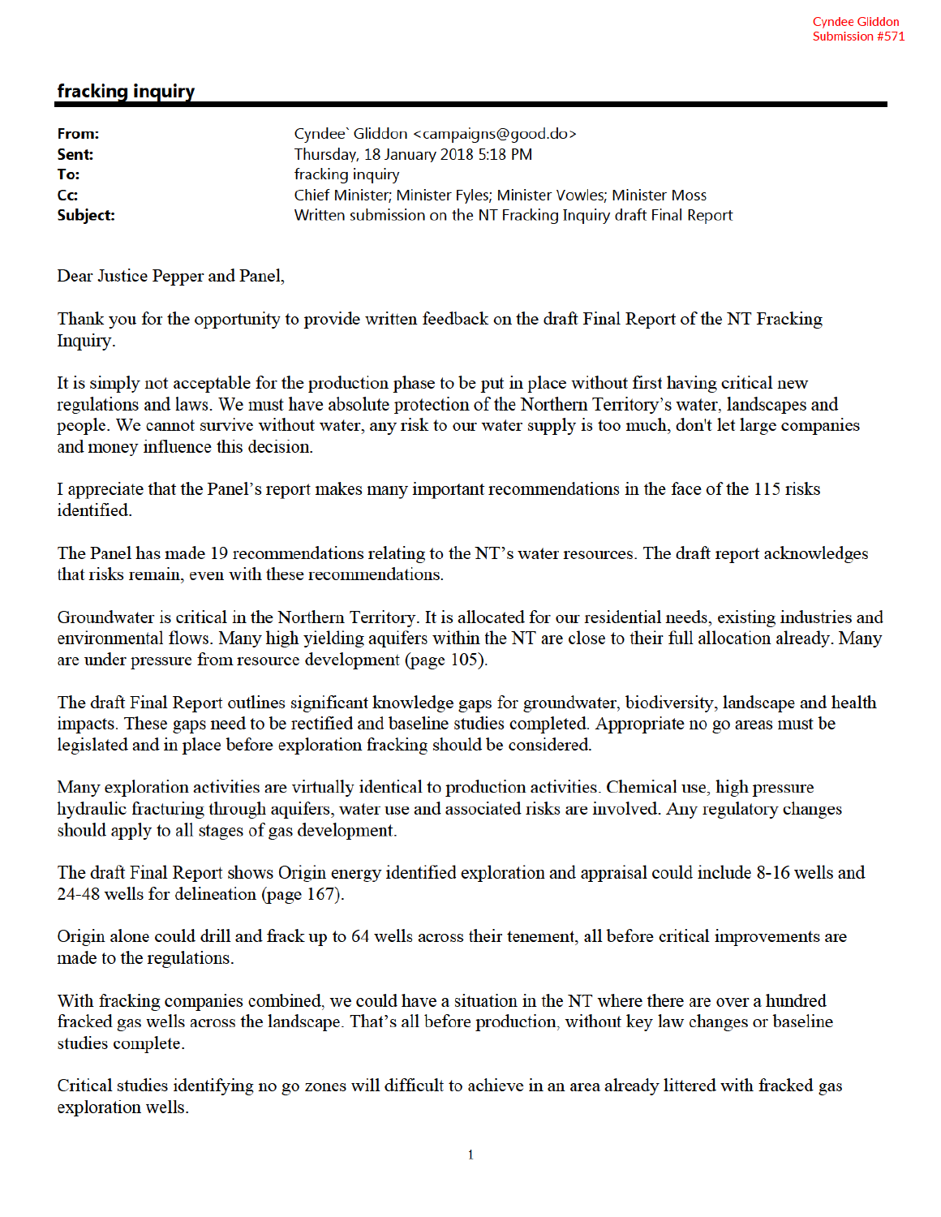Cyndee Gliddon
Submission #571

## fracking inquiry

**From:** Cyndee` Gliddon <campaigns@good.do>
**Sent:** Thursday, 18 January 2018 5:18 PM
**To:** fracking inquiry
**Cc:** Chief Minister; Minister Fyles; Minister Vowles; Minister Moss
**Subject:** Written submission on the NT Fracking Inquiry draft Final Report

Dear Justice Pepper and Panel,

Thank you for the opportunity to provide written feedback on the draft Final Report of the NT Fracking Inquiry.

It is simply not acceptable for the production phase to be put in place without first having critical new regulations and laws. We must have absolute protection of the Northern Territory's water, landscapes and people. We cannot survive without water, any risk to our water supply is too much, don't let large companies and money influence this decision.

I appreciate that the Panel's report makes many important recommendations in the face of the 115 risks identified.

The Panel has made 19 recommendations relating to the NT's water resources. The draft report acknowledges that risks remain, even with these recommendations.

Groundwater is critical in the Northern Territory. It is allocated for our residential needs, existing industries and environmental flows. Many high yielding aquifers within the NT are close to their full allocation already. Many are under pressure from resource development (page 105).

The draft Final Report outlines significant knowledge gaps for groundwater, biodiversity, landscape and health impacts. These gaps need to be rectified and baseline studies completed. Appropriate no go areas must be legislated and in place before exploration fracking should be considered.

Many exploration activities are virtually identical to production activities. Chemical use, high pressure hydraulic fracturing through aquifers, water use and associated risks are involved. Any regulatory changes should apply to all stages of gas development.

The draft Final Report shows Origin energy identified exploration and appraisal could include 8-16 wells and 24-48 wells for delineation (page 167).

Origin alone could drill and frack up to 64 wells across their tenement, all before critical improvements are made to the regulations.

With fracking companies combined, we could have a situation in the NT where there are over a hundred fracked gas wells across the landscape. That's all before production, without key law changes or baseline studies complete.

Critical studies identifying no go zones will difficult to achieve in an area already littered with fracked gas exploration wells.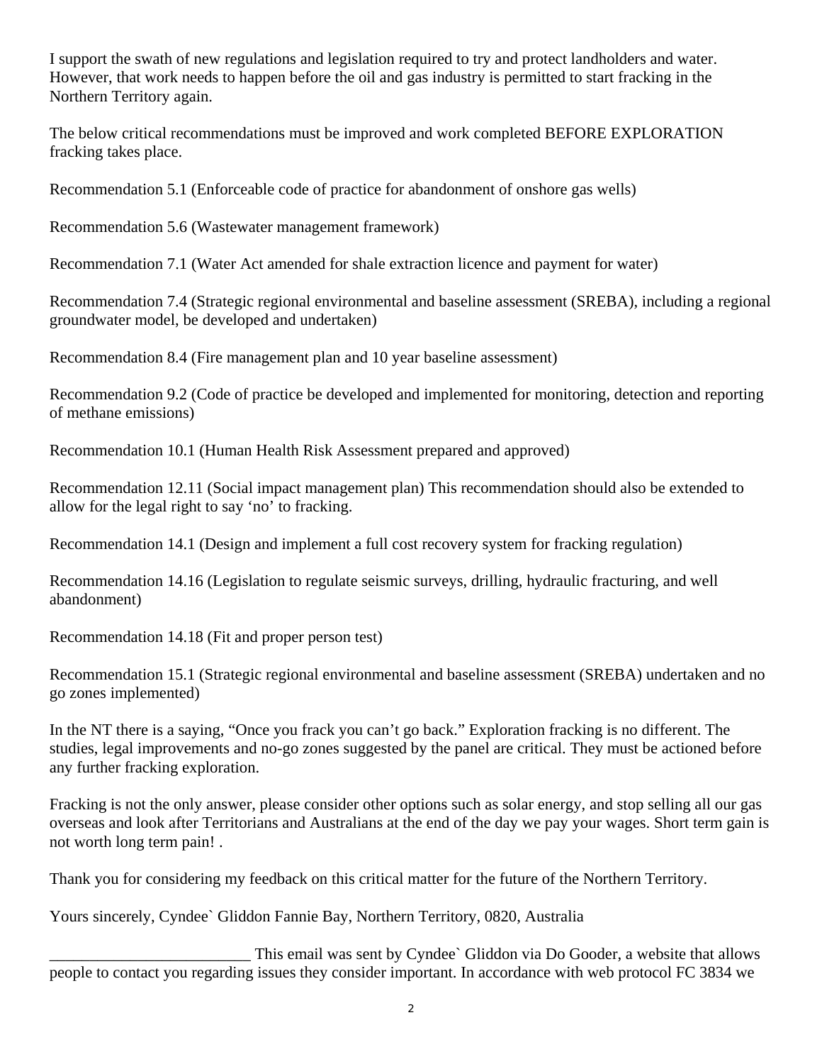I support the swath of new regulations and legislation required to try and protect landholders and water. However, that work needs to happen before the oil and gas industry is permitted to start fracking in the Northern Territory again.

The below critical recommendations must be improved and work completed BEFORE EXPLORATION fracking takes place.

Recommendation 5.1 (Enforceable code of practice for abandonment of onshore gas wells)

Recommendation 5.6 (Wastewater management framework)

Recommendation 7.1 (Water Act amended for shale extraction licence and payment for water)

Recommendation 7.4 (Strategic regional environmental and baseline assessment (SREBA), including a regional groundwater model, be developed and undertaken)

Recommendation 8.4 (Fire management plan and 10 year baseline assessment)

Recommendation 9.2 (Code of practice be developed and implemented for monitoring, detection and reporting of methane emissions)

Recommendation 10.1 (Human Health Risk Assessment prepared and approved)

Recommendation 12.11 (Social impact management plan) This recommendation should also be extended to allow for the legal right to say 'no' to fracking.

Recommendation 14.1 (Design and implement a full cost recovery system for fracking regulation)

Recommendation 14.16 (Legislation to regulate seismic surveys, drilling, hydraulic fracturing, and well abandonment)

Recommendation 14.18 (Fit and proper person test)

Recommendation 15.1 (Strategic regional environmental and baseline assessment (SREBA) undertaken and no go zones implemented)

In the NT there is a saying, "Once you frack you can't go back." Exploration fracking is no different. The studies, legal improvements and no-go zones suggested by the panel are critical. They must be actioned before any further fracking exploration.

Fracking is not the only answer, please consider other options such as solar energy, and stop selling all our gas overseas and look after Territorians and Australians at the end of the day we pay your wages. Short term gain is not worth long term pain! .

Thank you for considering my feedback on this critical matter for the future of the Northern Territory.

Yours sincerely, Cyndee` Gliddon Fannie Bay, Northern Territory, 0820, Australia

_________________________ This email was sent by Cyndee` Gliddon via Do Gooder, a website that allows people to contact you regarding issues they consider important. In accordance with web protocol FC 3834 we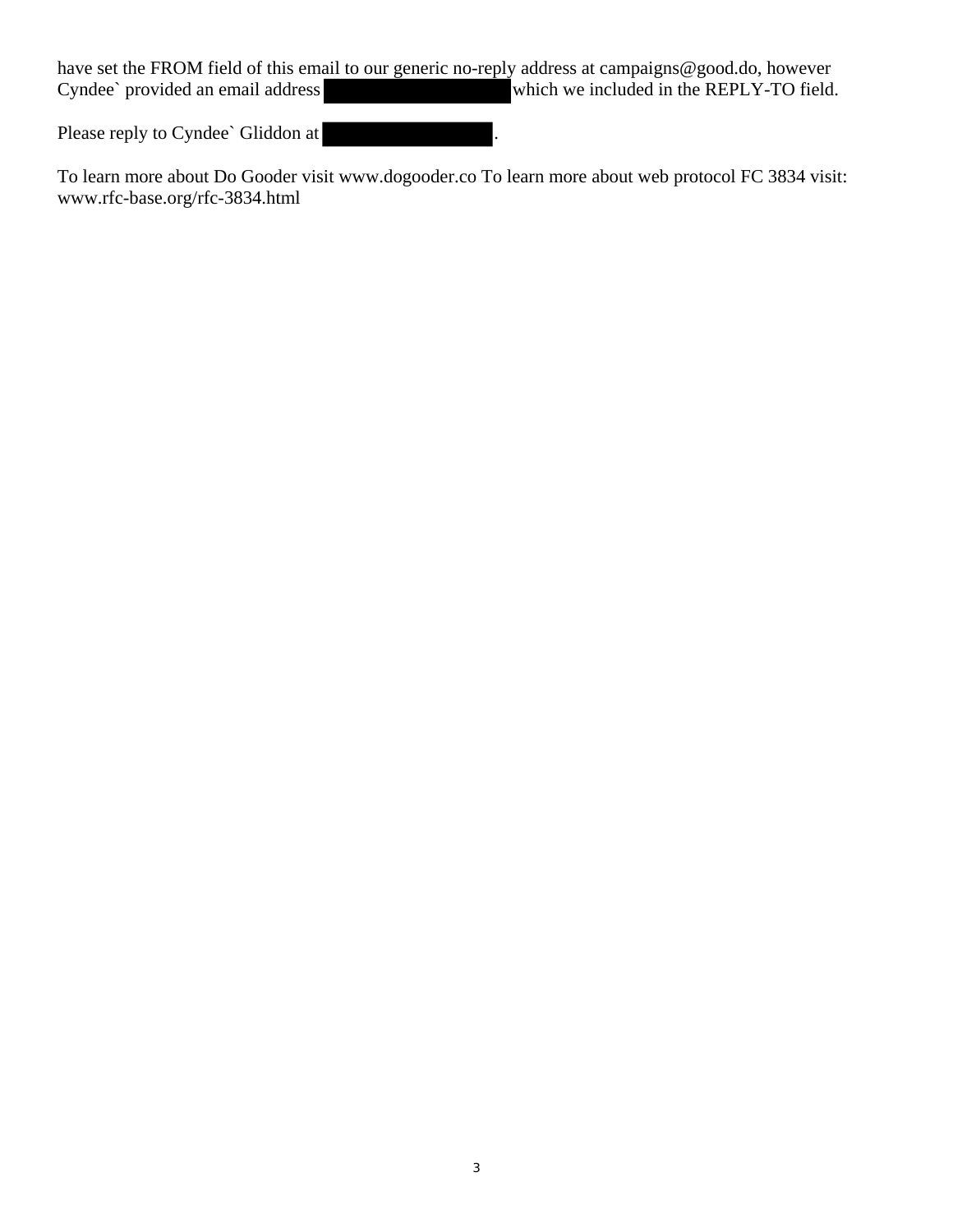have set the FROM field of this email to our generic no-reply address at campaigns@good.do, however Cyndee` provided an email address which we included in the REPLY-TO field.

Please reply to Cyndee` Gliddon at .

To learn more about Do Gooder visit www.dogooder.co To learn more about web protocol FC 3834 visit: www.rfc-base.org/rfc-3834.html